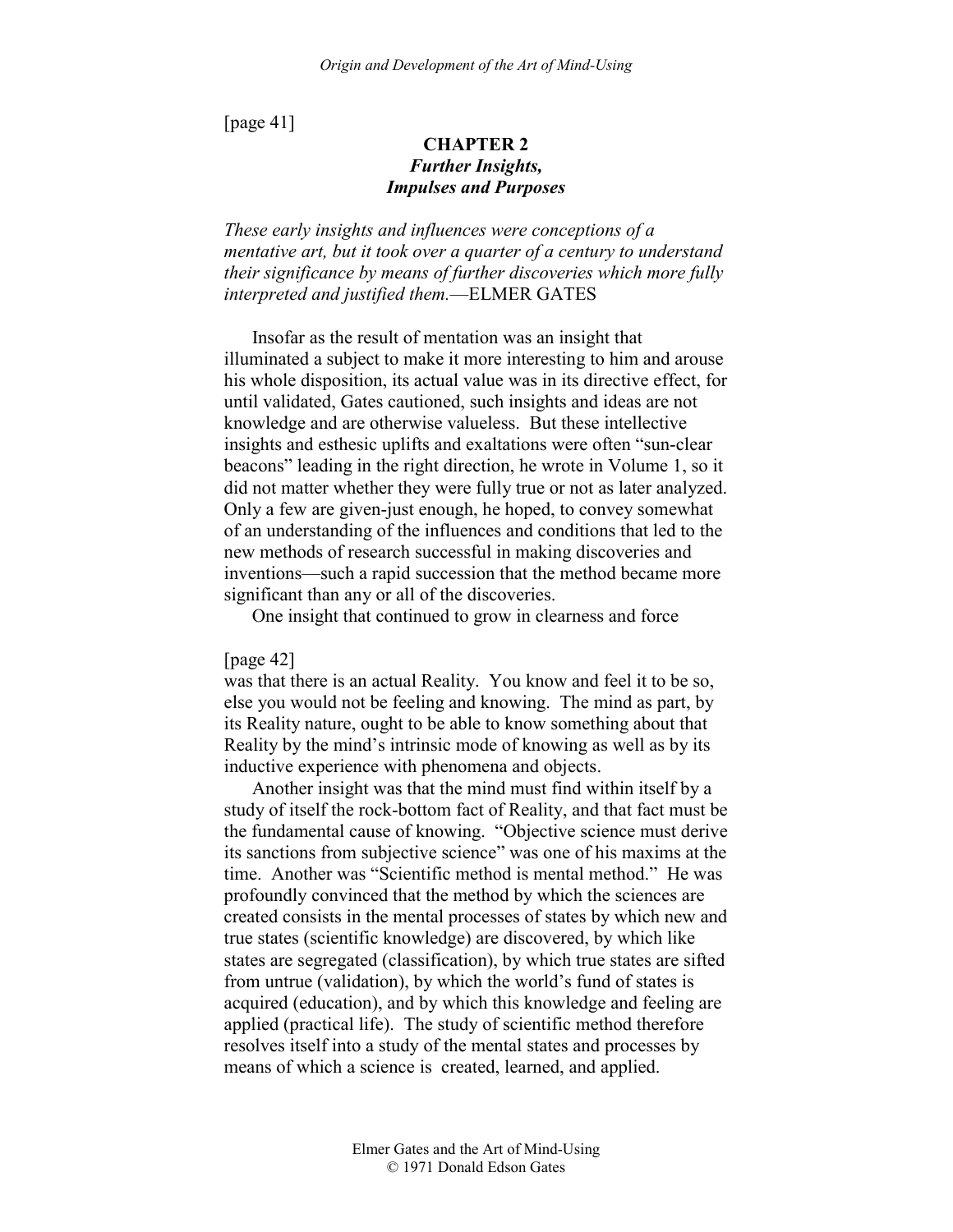[page 41]

# CHAPTER 2
## *Further Insights, Impulses and Purposes*

*These early insights and influences were conceptions of a mentative art, but it took over a quarter of a century to understand their significance by means of further discoveries which more fully interpreted and justified them.*—ELMER GATES

Insofar as the result of mentation was an insight that illuminated a subject to make it more interesting to him and arouse his whole disposition, its actual value was in its directive effect, for until validated, Gates cautioned, such insights and ideas are not knowledge and are otherwise valueless. But these intellective insights and esthesic uplifts and exaltations were often "sun-clear beacons" leading in the right direction, he wrote in Volume 1, so it did not matter whether they were fully true or not as later analyzed. Only a few are given-just enough, he hoped, to convey somewhat of an understanding of the influences and conditions that led to the new methods of research successful in making discoveries and inventions—such a rapid succession that the method became more significant than any or all of the discoveries.

One insight that continued to grow in clearness and force

[page 42]

was that there is an actual Reality. You know and feel it to be so, else you would not be feeling and knowing. The mind as part, by its Reality nature, ought to be able to know something about that Reality by the mind's intrinsic mode of knowing as well as by its inductive experience with phenomena and objects.

Another insight was that the mind must find within itself by a study of itself the rock-bottom fact of Reality, and that fact must be the fundamental cause of knowing. "Objective science must derive its sanctions from subjective science" was one of his maxims at the time. Another was "Scientific method is mental method." He was profoundly convinced that the method by which the sciences are created consists in the mental processes of states by which new and true states (scientific knowledge) are discovered, by which like states are segregated (classification), by which true states are sifted from untrue (validation), by which the world's fund of states is acquired (education), and by which this knowledge and feeling are applied (practical life). The study of scientific method therefore resolves itself into a study of the mental states and processes by means of which a science is created, learned, and applied.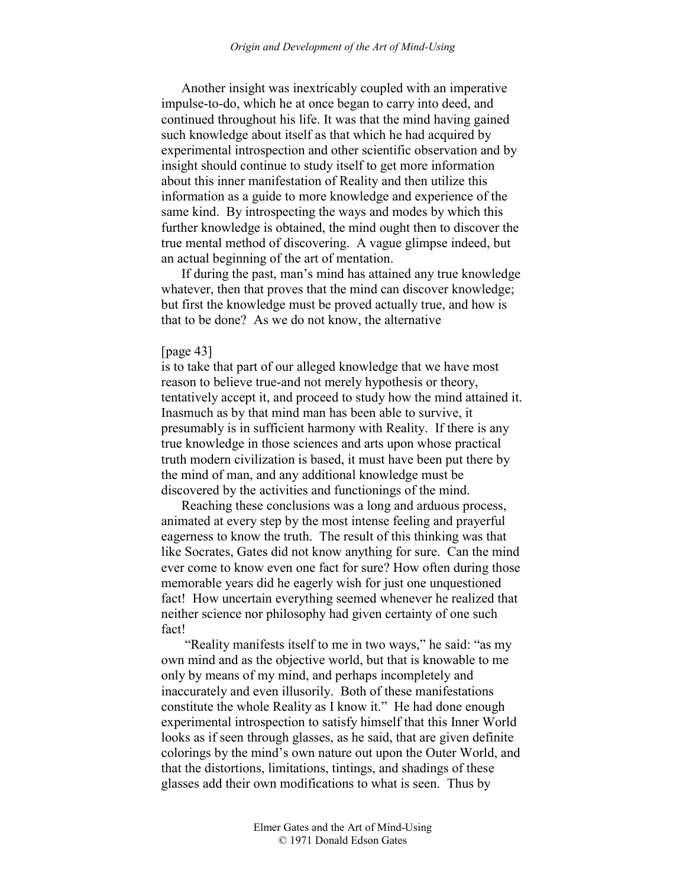Another insight was inextricably coupled with an imperative impulse-to-do, which he at once began to carry into deed, and continued throughout his life. It was that the mind having gained such knowledge about itself as that which he had acquired by experimental introspection and other scientific observation and by insight should continue to study itself to get more information about this inner manifestation of Reality and then utilize this information as a guide to more knowledge and experience of the same kind. By introspecting the ways and modes by which this further knowledge is obtained, the mind ought then to discover the true mental method of discovering. A vague glimpse indeed, but an actual beginning of the art of mentation.

If during the past, man's mind has attained any true knowledge whatever, then that proves that the mind can discover knowledge; but first the knowledge must be proved actually true, and how is that to be done? As we do not know, the alternative

[page 43]

is to take that part of our alleged knowledge that we have most reason to believe true-and not merely hypothesis or theory, tentatively accept it, and proceed to study how the mind attained it. Inasmuch as by that mind man has been able to survive, it presumably is in sufficient harmony with Reality. If there is any true knowledge in those sciences and arts upon whose practical truth modern civilization is based, it must have been put there by the mind of man, and any additional knowledge must be discovered by the activities and functionings of the mind.

Reaching these conclusions was a long and arduous process, animated at every step by the most intense feeling and prayerful eagerness to know the truth. The result of this thinking was that like Socrates, Gates did not know anything for sure. Can the mind ever come to know even one fact for sure? How often during those memorable years did he eagerly wish for just one unquestioned fact! How uncertain everything seemed whenever he realized that neither science nor philosophy had given certainty of one such fact!

"Reality manifests itself to me in two ways," he said: "as my own mind and as the objective world, but that is knowable to me only by means of my mind, and perhaps incompletely and inaccurately and even illusorily. Both of these manifestations constitute the whole Reality as I know it." He had done enough experimental introspection to satisfy himself that this Inner World looks as if seen through glasses, as he said, that are given definite colorings by the mind's own nature out upon the Outer World, and that the distortions, limitations, tintings, and shadings of these glasses add their own modifications to what is seen. Thus by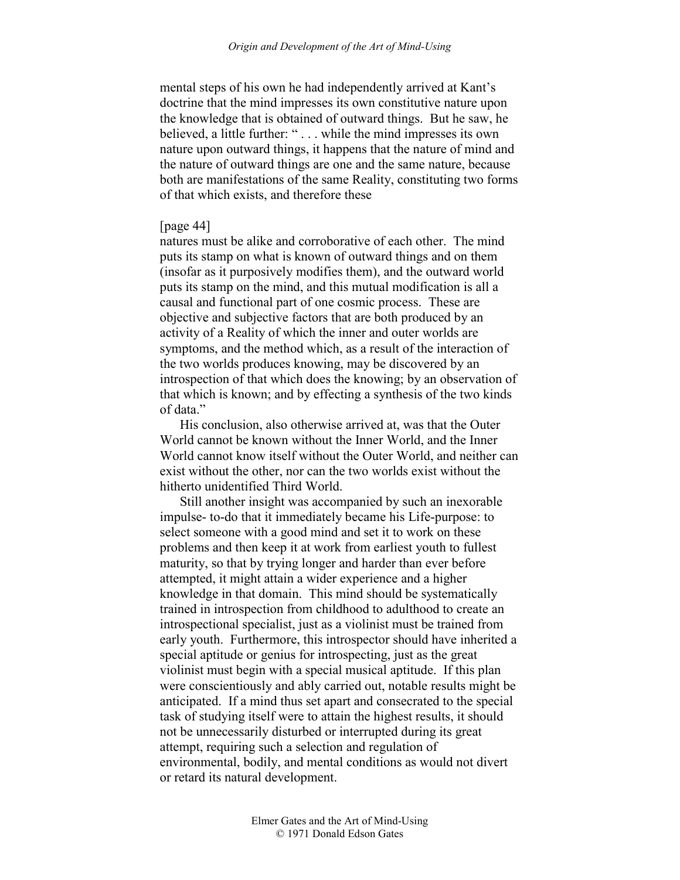mental steps of his own he had independently arrived at Kant's doctrine that the mind impresses its own constitutive nature upon the knowledge that is obtained of outward things. But he saw, he believed, a little further: " . . . while the mind impresses its own nature upon outward things, it happens that the nature of mind and the nature of outward things are one and the same nature, because both are manifestations of the same Reality, constituting two forms of that which exists, and therefore these

[page 44]

natures must be alike and corroborative of each other. The mind puts its stamp on what is known of outward things and on them (insofar as it purposively modifies them), and the outward world puts its stamp on the mind, and this mutual modification is all a causal and functional part of one cosmic process. These are objective and subjective factors that are both produced by an activity of a Reality of which the inner and outer worlds are symptoms, and the method which, as a result of the interaction of the two worlds produces knowing, may be discovered by an introspection of that which does the knowing; by an observation of that which is known; and by effecting a synthesis of the two kinds of data."

His conclusion, also otherwise arrived at, was that the Outer World cannot be known without the Inner World, and the Inner World cannot know itself without the Outer World, and neither can exist without the other, nor can the two worlds exist without the hitherto unidentified Third World.

Still another insight was accompanied by such an inexorable impulse- to-do that it immediately became his Life-purpose: to select someone with a good mind and set it to work on these problems and then keep it at work from earliest youth to fullest maturity, so that by trying longer and harder than ever before attempted, it might attain a wider experience and a higher knowledge in that domain. This mind should be systematically trained in introspection from childhood to adulthood to create an introspectional specialist, just as a violinist must be trained from early youth. Furthermore, this introspector should have inherited a special aptitude or genius for introspecting, just as the great violinist must begin with a special musical aptitude. If this plan were conscientiously and ably carried out, notable results might be anticipated. If a mind thus set apart and consecrated to the special task of studying itself were to attain the highest results, it should not be unnecessarily disturbed or interrupted during its great attempt, requiring such a selection and regulation of environmental, bodily, and mental conditions as would not divert or retard its natural development.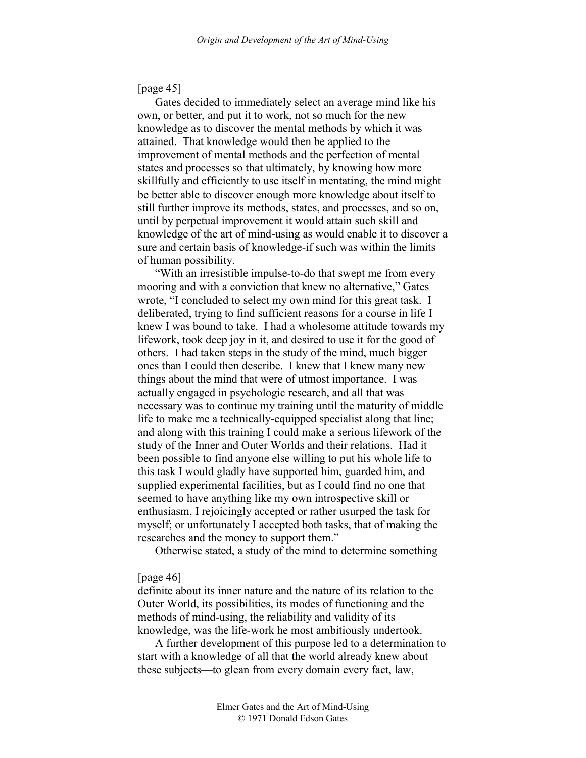[page 45]

Gates decided to immediately select an average mind like his own, or better, and put it to work, not so much for the new knowledge as to discover the mental methods by which it was attained. That knowledge would then be applied to the improvement of mental methods and the perfection of mental states and processes so that ultimately, by knowing how more skillfully and efficiently to use itself in mentating, the mind might be better able to discover enough more knowledge about itself to still further improve its methods, states, and processes, and so on, until by perpetual improvement it would attain such skill and knowledge of the art of mind-using as would enable it to discover a sure and certain basis of knowledge-if such was within the limits of human possibility.

"With an irresistible impulse-to-do that swept me from every mooring and with a conviction that knew no alternative," Gates wrote, "I concluded to select my own mind for this great task. I deliberated, trying to find sufficient reasons for a course in life I knew I was bound to take. I had a wholesome attitude towards my lifework, took deep joy in it, and desired to use it for the good of others. I had taken steps in the study of the mind, much bigger ones than I could then describe. I knew that I knew many new things about the mind that were of utmost importance. I was actually engaged in psychologic research, and all that was necessary was to continue my training until the maturity of middle life to make me a technically-equipped specialist along that line; and along with this training I could make a serious lifework of the study of the Inner and Outer Worlds and their relations. Had it been possible to find anyone else willing to put his whole life to this task I would gladly have supported him, guarded him, and supplied experimental facilities, but as I could find no one that seemed to have anything like my own introspective skill or enthusiasm, I rejoicingly accepted or rather usurped the task for myself; or unfortunately I accepted both tasks, that of making the researches and the money to support them."

Otherwise stated, a study of the mind to determine something

[page 46]

definite about its inner nature and the nature of its relation to the Outer World, its possibilities, its modes of functioning and the methods of mind-using, the reliability and validity of its knowledge, was the life-work he most ambitiously undertook.

A further development of this purpose led to a determination to start with a knowledge of all that the world already knew about these subjects—to glean from every domain every fact, law,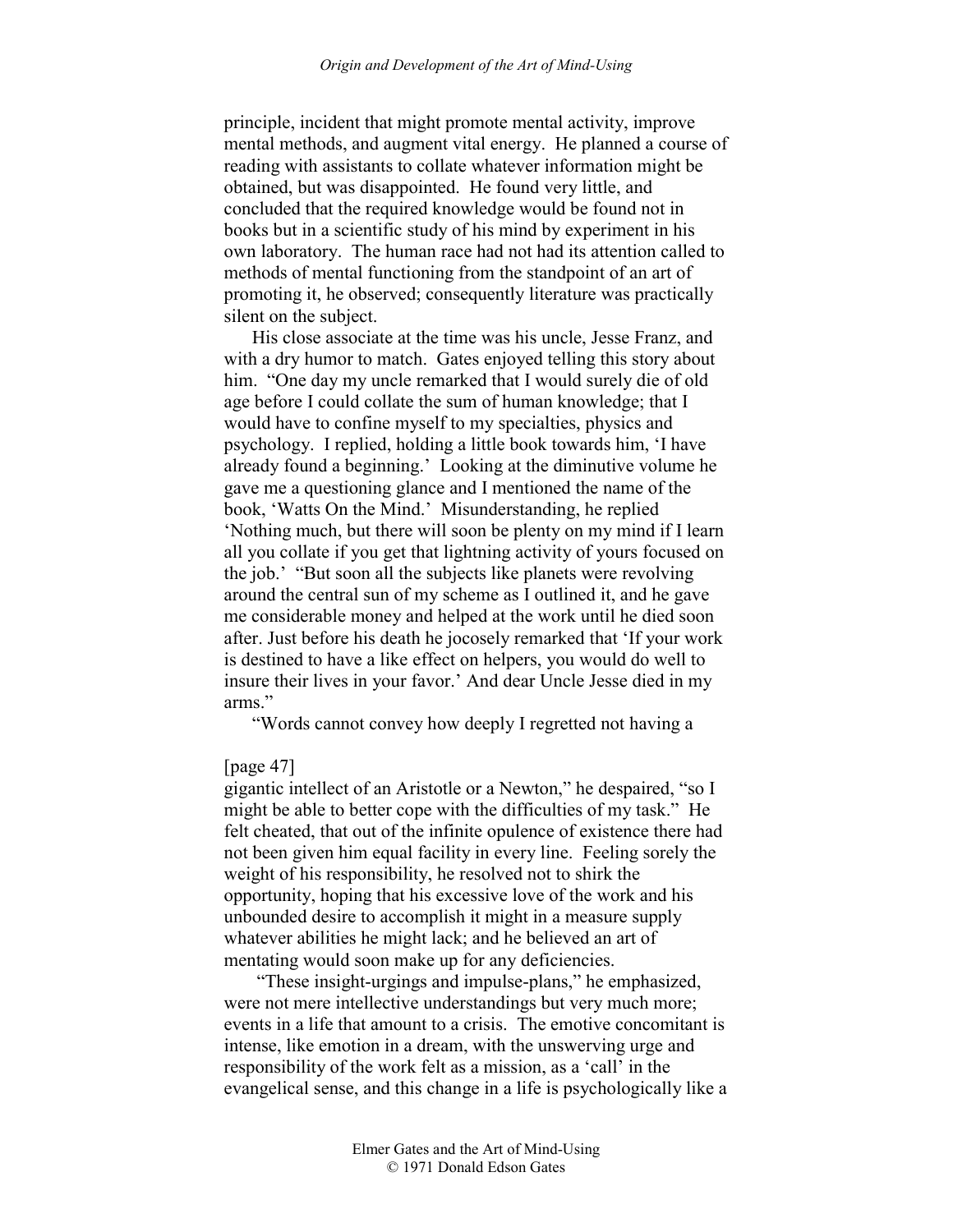principle, incident that might promote mental activity, improve mental methods, and augment vital energy. He planned a course of reading with assistants to collate whatever information might be obtained, but was disappointed. He found very little, and concluded that the required knowledge would be found not in books but in a scientific study of his mind by experiment in his own laboratory. The human race had not had its attention called to methods of mental functioning from the standpoint of an art of promoting it, he observed; consequently literature was practically silent on the subject.

His close associate at the time was his uncle, Jesse Franz, and with a dry humor to match. Gates enjoyed telling this story about him. "One day my uncle remarked that I would surely die of old age before I could collate the sum of human knowledge; that I would have to confine myself to my specialties, physics and psychology. I replied, holding a little book towards him, 'I have already found a beginning.' Looking at the diminutive volume he gave me a questioning glance and I mentioned the name of the book, 'Watts On the Mind.' Misunderstanding, he replied 'Nothing much, but there will soon be plenty on my mind if I learn all you collate if you get that lightning activity of yours focused on the job.' "But soon all the subjects like planets were revolving around the central sun of my scheme as I outlined it, and he gave me considerable money and helped at the work until he died soon after. Just before his death he jocosely remarked that 'If your work is destined to have a like effect on helpers, you would do well to insure their lives in your favor.' And dear Uncle Jesse died in my arms."

"Words cannot convey how deeply I regretted not having a

[page 47]

gigantic intellect of an Aristotle or a Newton," he despaired, "so I might be able to better cope with the difficulties of my task." He felt cheated, that out of the infinite opulence of existence there had not been given him equal facility in every line. Feeling sorely the weight of his responsibility, he resolved not to shirk the opportunity, hoping that his excessive love of the work and his unbounded desire to accomplish it might in a measure supply whatever abilities he might lack; and he believed an art of mentating would soon make up for any deficiencies.

"These insight-urgings and impulse-plans," he emphasized, were not mere intellective understandings but very much more; events in a life that amount to a crisis. The emotive concomitant is intense, like emotion in a dream, with the unswerving urge and responsibility of the work felt as a mission, as a 'call' in the evangelical sense, and this change in a life is psychologically like a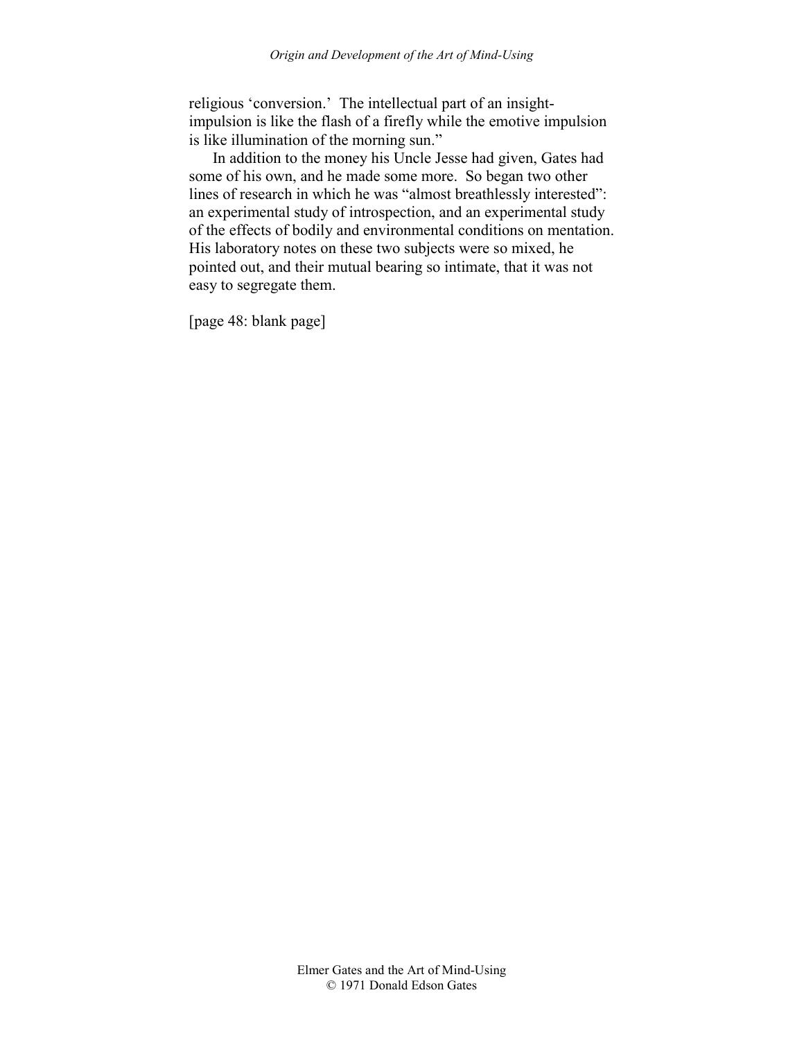religious 'conversion.' The intellectual part of an insight-impulsion is like the flash of a firefly while the emotive impulsion is like illumination of the morning sun."

In addition to the money his Uncle Jesse had given, Gates had some of his own, and he made some more. So began two other lines of research in which he was "almost breathlessly interested": an experimental study of introspection, and an experimental study of the effects of bodily and environmental conditions on mentation. His laboratory notes on these two subjects were so mixed, he pointed out, and their mutual bearing so intimate, that it was not easy to segregate them.

[page 48: blank page]